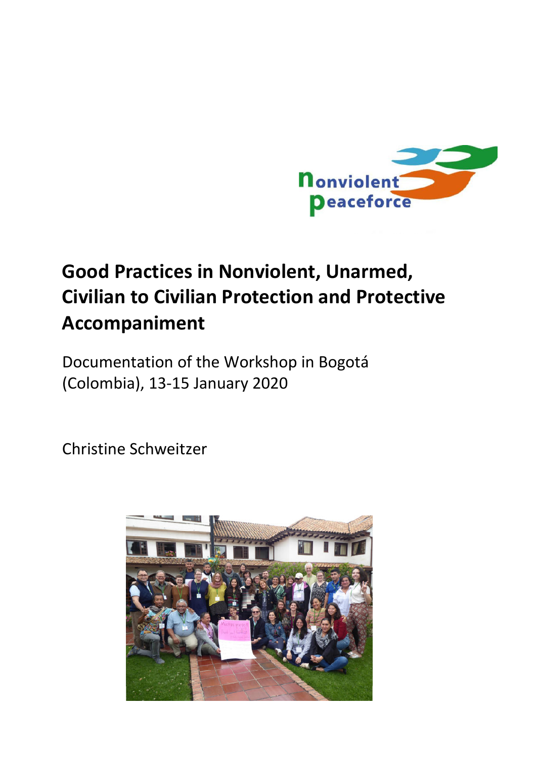# Good Practices in Nonviolent, Unarmed, Civilian to Civilian Protection and Protective Accompaniment

Documentation of the Workshop in Bogotá (Colombia), 13-15 January 2020

Christine Schweitzer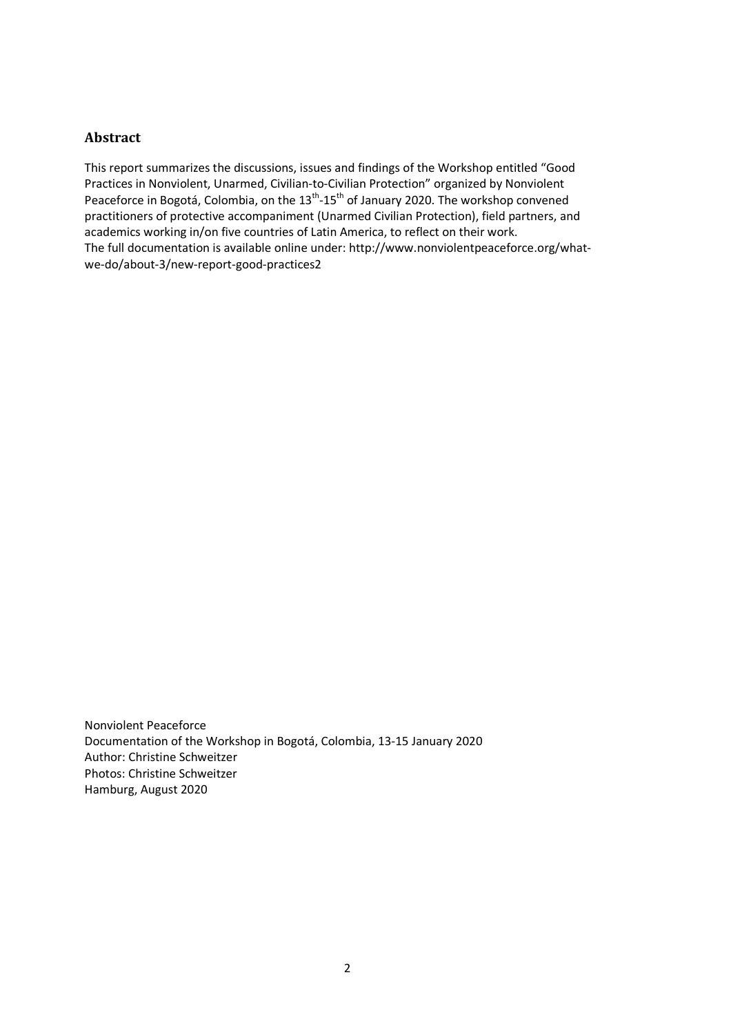## Abstract

This report summarizes the discussions, issues and findings of the Workshop entitled "Good Practices in Nonviolent, Unarmed, Civilian-to-Civilian Protection" organized by Nonviolent Peaceforce in Bogotá, Colombia, on the 13th-15th of January 2020. The workshop convened practitioners of protective accompaniment (Unarmed Civilian Protection), field partners, and academics working in/on five countries of Latin America, to reflect on their work.
The full documentation is available online under: http://www.nonviolentpeaceforce.org/what-we-do/about-3/new-report-good-practices2

Nonviolent Peaceforce
Documentation of the Workshop in Bogotá, Colombia, 13-15 January 2020
Author: Christine Schweitzer
Photos: Christine Schweitzer
Hamburg, August 2020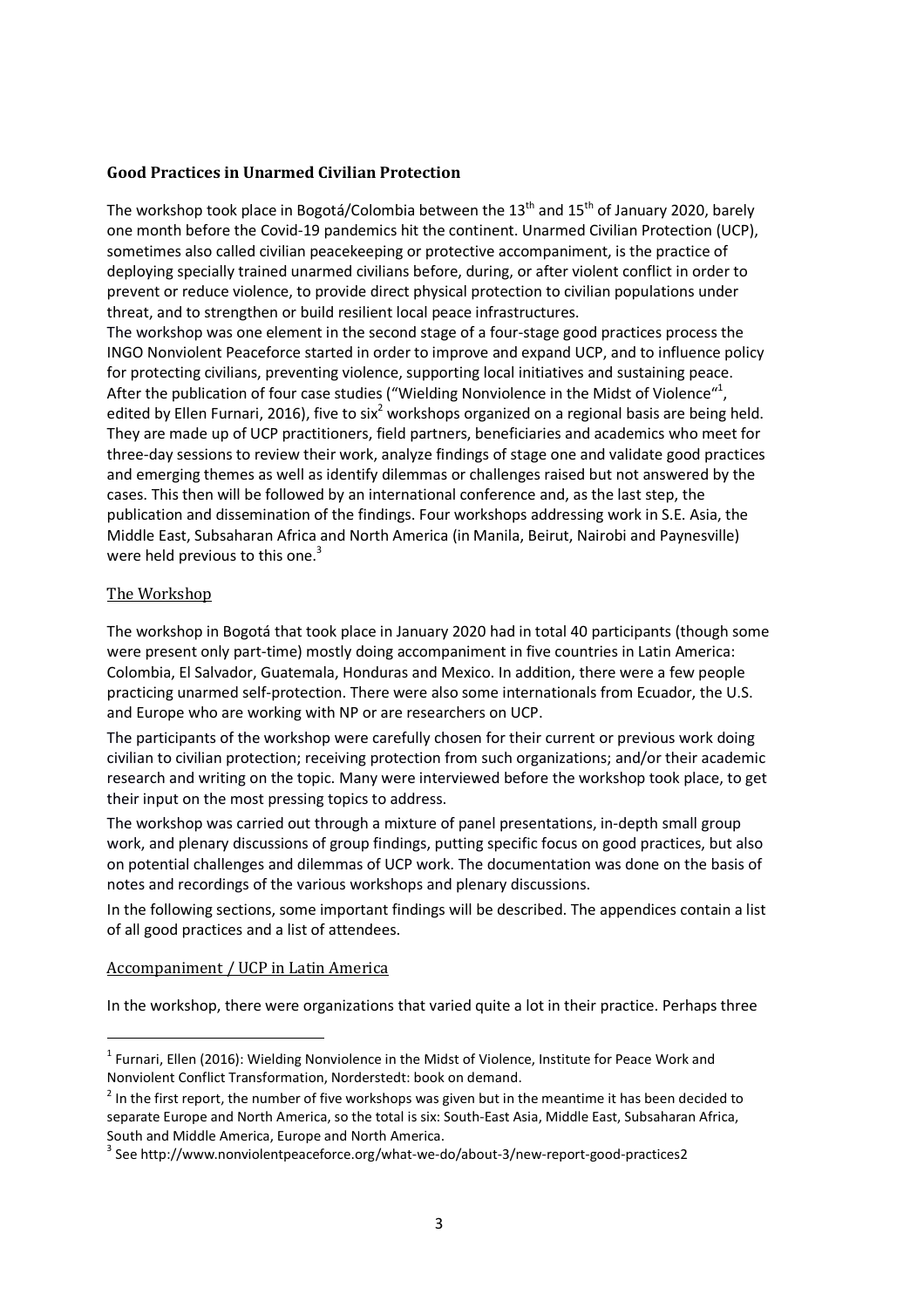**Good Practices in Unarmed Civilian Protection**

The workshop took place in Bogotá/Colombia between the 13th and 15th of January 2020, barely one month before the Covid-19 pandemics hit the continent. Unarmed Civilian Protection (UCP), sometimes also called civilian peacekeeping or protective accompaniment, is the practice of deploying specially trained unarmed civilians before, during, or after violent conflict in order to prevent or reduce violence, to provide direct physical protection to civilian populations under threat, and to strengthen or build resilient local peace infrastructures.

The workshop was one element in the second stage of a four-stage good practices process the INGO Nonviolent Peaceforce started in order to improve and expand UCP, and to influence policy for protecting civilians, preventing violence, supporting local initiatives and sustaining peace. After the publication of four case studies ("Wielding Nonviolence in the Midst of Violence"[1], edited by Ellen Furnari, 2016), five to six[2] workshops organized on a regional basis are being held. They are made up of UCP practitioners, field partners, beneficiaries and academics who meet for three-day sessions to review their work, analyze findings of stage one and validate good practices and emerging themes as well as identify dilemmas or challenges raised but not answered by the cases. This then will be followed by an international conference and, as the last step, the publication and dissemination of the findings. Four workshops addressing work in S.E. Asia, the Middle East, Subsaharan Africa and North America (in Manila, Beirut, Nairobi and Paynesville) were held previous to this one.[3]

## The Workshop

The workshop in Bogotá that took place in January 2020 had in total 40 participants (though some were present only part-time) mostly doing accompaniment in five countries in Latin America: Colombia, El Salvador, Guatemala, Honduras and Mexico. In addition, there were a few people practicing unarmed self-protection. There were also some internationals from Ecuador, the U.S. and Europe who are working with NP or are researchers on UCP.

The participants of the workshop were carefully chosen for their current or previous work doing civilian to civilian protection; receiving protection from such organizations; and/or their academic research and writing on the topic. Many were interviewed before the workshop took place, to get their input on the most pressing topics to address.

The workshop was carried out through a mixture of panel presentations, in-depth small group work, and plenary discussions of group findings, putting specific focus on good practices, but also on potential challenges and dilemmas of UCP work. The documentation was done on the basis of notes and recordings of the various workshops and plenary discussions.

In the following sections, some important findings will be described. The appendices contain a list of all good practices and a list of attendees.

## Accompaniment / UCP in Latin America

In the workshop, there were organizations that varied quite a lot in their practice. Perhaps three

---

[1] Furnari, Ellen (2016): Wielding Nonviolence in the Midst of Violence, Institute for Peace Work and Nonviolent Conflict Transformation, Norderstedt: book on demand.

[2] In the first report, the number of five workshops was given but in the meantime it has been decided to separate Europe and North America, so the total is six: South-East Asia, Middle East, Subsaharan Africa, South and Middle America, Europe and North America.

[3] See http://www.nonviolentpeaceforce.org/what-we-do/about-3/new-report-good-practices2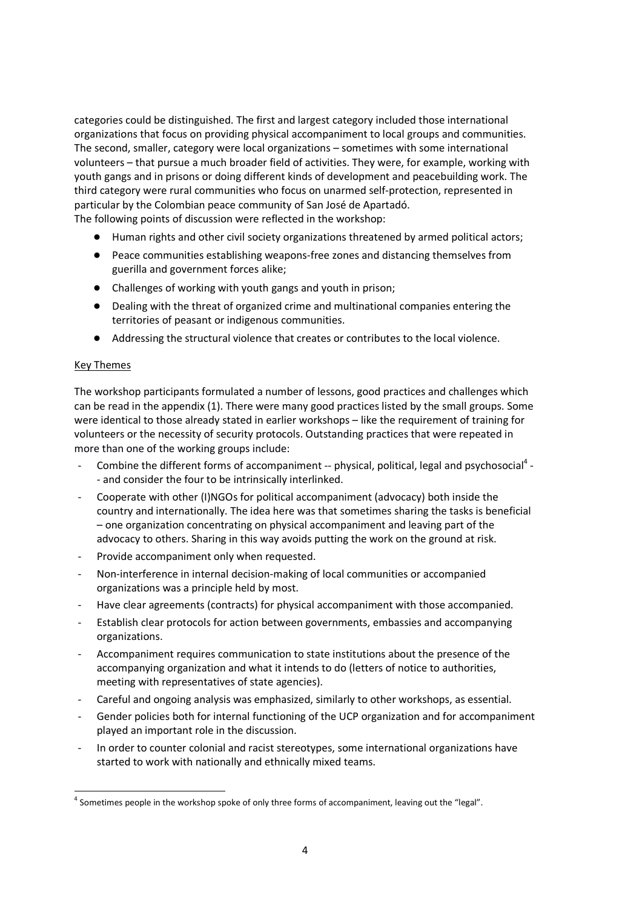categories could be distinguished. The first and largest category included those international organizations that focus on providing physical accompaniment to local groups and communities. The second, smaller, category were local organizations – sometimes with some international volunteers – that pursue a much broader field of activities. They were, for example, working with youth gangs and in prisons or doing different kinds of development and peacebuilding work. The third category were rural communities who focus on unarmed self-protection, represented in particular by the Colombian peace community of San José de Apartadó.
The following points of discussion were reflected in the workshop:

- Human rights and other civil society organizations threatened by armed political actors;
- Peace communities establishing weapons-free zones and distancing themselves from guerilla and government forces alike;
- Challenges of working with youth gangs and youth in prison;
- Dealing with the threat of organized crime and multinational companies entering the territories of peasant or indigenous communities.
- Addressing the structural violence that creates or contributes to the local violence.

Key Themes

The workshop participants formulated a number of lessons, good practices and challenges which can be read in the appendix (1). There were many good practices listed by the small groups. Some were identical to those already stated in earlier workshops – like the requirement of training for volunteers or the necessity of security protocols. Outstanding practices that were repeated in more than one of the working groups include:

- Combine the different forms of accompaniment -- physical, political, legal and psychosocial[4] -- and consider the four to be intrinsically interlinked.
- Cooperate with other (I)NGOs for political accompaniment (advocacy) both inside the country and internationally. The idea here was that sometimes sharing the tasks is beneficial – one organization concentrating on physical accompaniment and leaving part of the advocacy to others. Sharing in this way avoids putting the work on the ground at risk.
- Provide accompaniment only when requested.
- Non-interference in internal decision-making of local communities or accompanied organizations was a principle held by most.
- Have clear agreements (contracts) for physical accompaniment with those accompanied.
- Establish clear protocols for action between governments, embassies and accompanying organizations.
- Accompaniment requires communication to state institutions about the presence of the accompanying organization and what it intends to do (letters of notice to authorities, meeting with representatives of state agencies).
- Careful and ongoing analysis was emphasized, similarly to other workshops, as essential.
- Gender policies both for internal functioning of the UCP organization and for accompaniment played an important role in the discussion.
- In order to counter colonial and racist stereotypes, some international organizations have started to work with nationally and ethnically mixed teams.

[4] Sometimes people in the workshop spoke of only three forms of accompaniment, leaving out the "legal".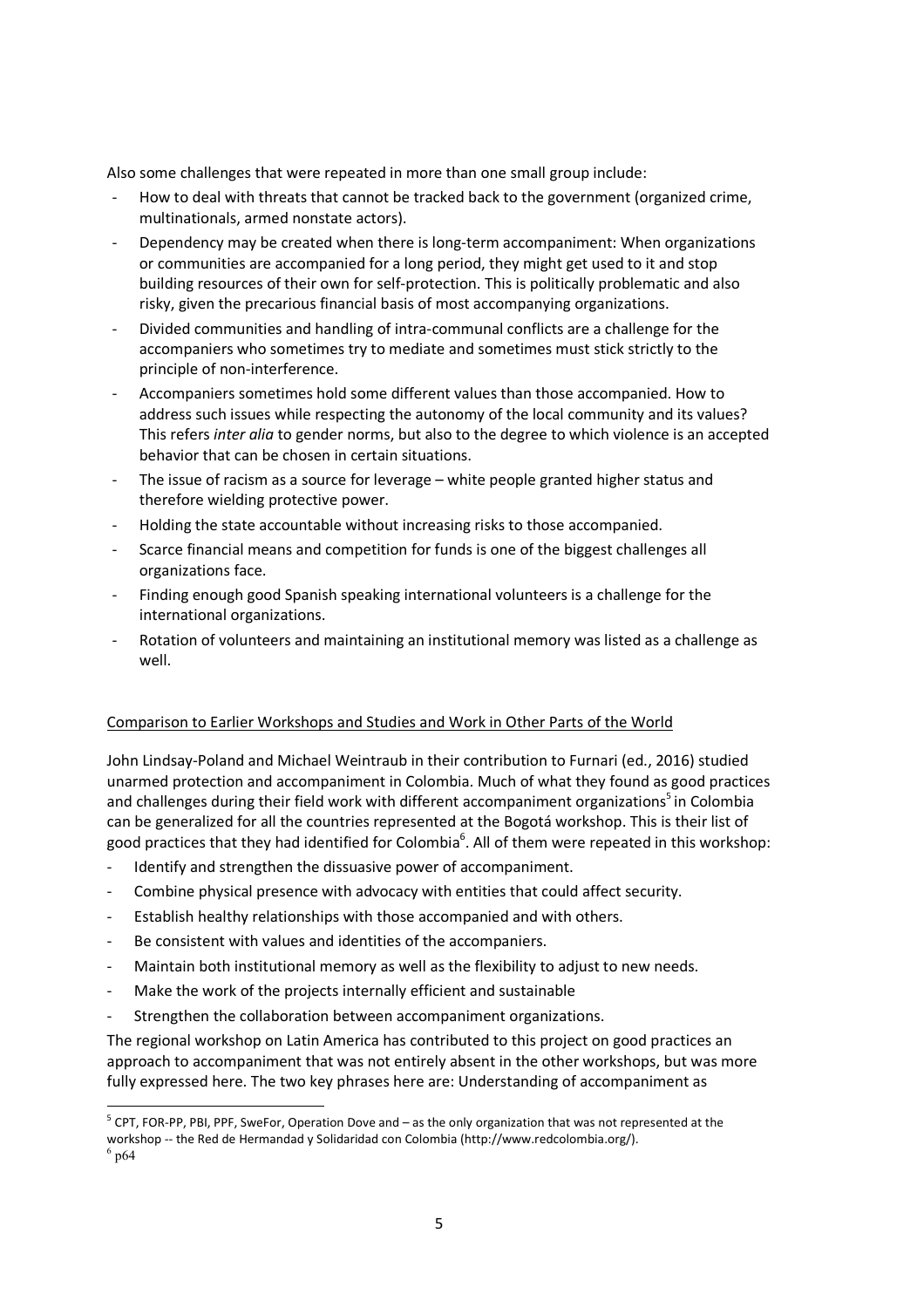Also some challenges that were repeated in more than one small group include:

- How to deal with threats that cannot be tracked back to the government (organized crime, multinationals, armed nonstate actors).
- Dependency may be created when there is long-term accompaniment: When organizations or communities are accompanied for a long period, they might get used to it and stop building resources of their own for self-protection. This is politically problematic and also risky, given the precarious financial basis of most accompanying organizations.
- Divided communities and handling of intra-communal conflicts are a challenge for the accompaniers who sometimes try to mediate and sometimes must stick strictly to the principle of non-interference.
- Accompaniers sometimes hold some different values than those accompanied. How to address such issues while respecting the autonomy of the local community and its values? This refers *inter alia* to gender norms, but also to the degree to which violence is an accepted behavior that can be chosen in certain situations.
- The issue of racism as a source for leverage – white people granted higher status and therefore wielding protective power.
- Holding the state accountable without increasing risks to those accompanied.
- Scarce financial means and competition for funds is one of the biggest challenges all organizations face.
- Finding enough good Spanish speaking international volunteers is a challenge for the international organizations.
- Rotation of volunteers and maintaining an institutional memory was listed as a challenge as well.

## Comparison to Earlier Workshops and Studies and Work in Other Parts of the World

John Lindsay-Poland and Michael Weintraub in their contribution to Furnari (ed., 2016) studied unarmed protection and accompaniment in Colombia. Much of what they found as good practices and challenges during their field work with different accompaniment organizations[5] in Colombia can be generalized for all the countries represented at the Bogotá workshop. This is their list of good practices that they had identified for Colombia[6]. All of them were repeated in this workshop:

- Identify and strengthen the dissuasive power of accompaniment.
- Combine physical presence with advocacy with entities that could affect security.
- Establish healthy relationships with those accompanied and with others.
- Be consistent with values and identities of the accompaniers.
- Maintain both institutional memory as well as the flexibility to adjust to new needs.
- Make the work of the projects internally efficient and sustainable
- Strengthen the collaboration between accompaniment organizations.

The regional workshop on Latin America has contributed to this project on good practices an approach to accompaniment that was not entirely absent in the other workshops, but was more fully expressed here. The two key phrases here are: Understanding of accompaniment as

[5] CPT, FOR-PP, PBI, PPF, SweFor, Operation Dove and – as the only organization that was not represented at the workshop -- the Red de Hermandad y Solidaridad con Colombia (http://www.redcolombia.org/).

[6] p64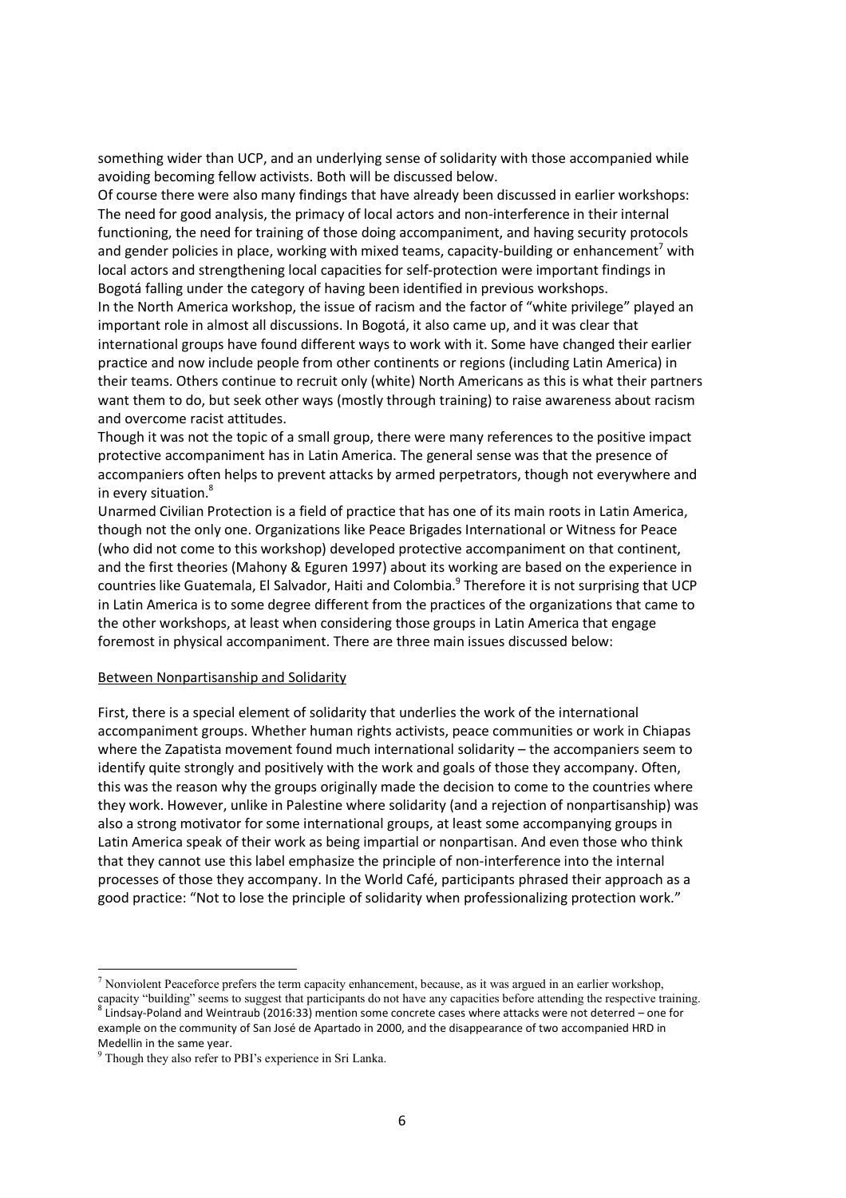something wider than UCP, and an underlying sense of solidarity with those accompanied while avoiding becoming fellow activists. Both will be discussed below.

Of course there were also many findings that have already been discussed in earlier workshops: The need for good analysis, the primacy of local actors and non-interference in their internal functioning, the need for training of those doing accompaniment, and having security protocols and gender policies in place, working with mixed teams, capacity-building or enhancement[7] with local actors and strengthening local capacities for self-protection were important findings in Bogotá falling under the category of having been identified in previous workshops.

In the North America workshop, the issue of racism and the factor of "white privilege" played an important role in almost all discussions. In Bogotá, it also came up, and it was clear that international groups have found different ways to work with it. Some have changed their earlier practice and now include people from other continents or regions (including Latin America) in their teams. Others continue to recruit only (white) North Americans as this is what their partners want them to do, but seek other ways (mostly through training) to raise awareness about racism and overcome racist attitudes.

Though it was not the topic of a small group, there were many references to the positive impact protective accompaniment has in Latin America. The general sense was that the presence of accompaniers often helps to prevent attacks by armed perpetrators, though not everywhere and in every situation.[8]

Unarmed Civilian Protection is a field of practice that has one of its main roots in Latin America, though not the only one. Organizations like Peace Brigades International or Witness for Peace (who did not come to this workshop) developed protective accompaniment on that continent, and the first theories (Mahony & Eguren 1997) about its working are based on the experience in countries like Guatemala, El Salvador, Haiti and Colombia.[9] Therefore it is not surprising that UCP in Latin America is to some degree different from the practices of the organizations that came to the other workshops, at least when considering those groups in Latin America that engage foremost in physical accompaniment. There are three main issues discussed below:

## Between Nonpartisanship and Solidarity

First, there is a special element of solidarity that underlies the work of the international accompaniment groups. Whether human rights activists, peace communities or work in Chiapas where the Zapatista movement found much international solidarity – the accompaniers seem to identify quite strongly and positively with the work and goals of those they accompany. Often, this was the reason why the groups originally made the decision to come to the countries where they work. However, unlike in Palestine where solidarity (and a rejection of nonpartisanship) was also a strong motivator for some international groups, at least some accompanying groups in Latin America speak of their work as being impartial or nonpartisan. And even those who think that they cannot use this label emphasize the principle of non-interference into the internal processes of those they accompany. In the World Café, participants phrased their approach as a good practice: "Not to lose the principle of solidarity when professionalizing protection work."

---

[7] Nonviolent Peaceforce prefers the term capacity enhancement, because, as it was argued in an earlier workshop, capacity "building" seems to suggest that participants do not have any capacities before attending the respective training.

[8] Lindsay-Poland and Weintraub (2016:33) mention some concrete cases where attacks were not deterred – one for example on the community of San José de Apartado in 2000, and the disappearance of two accompanied HRD in Medellin in the same year.

[9] Though they also refer to PBI's experience in Sri Lanka.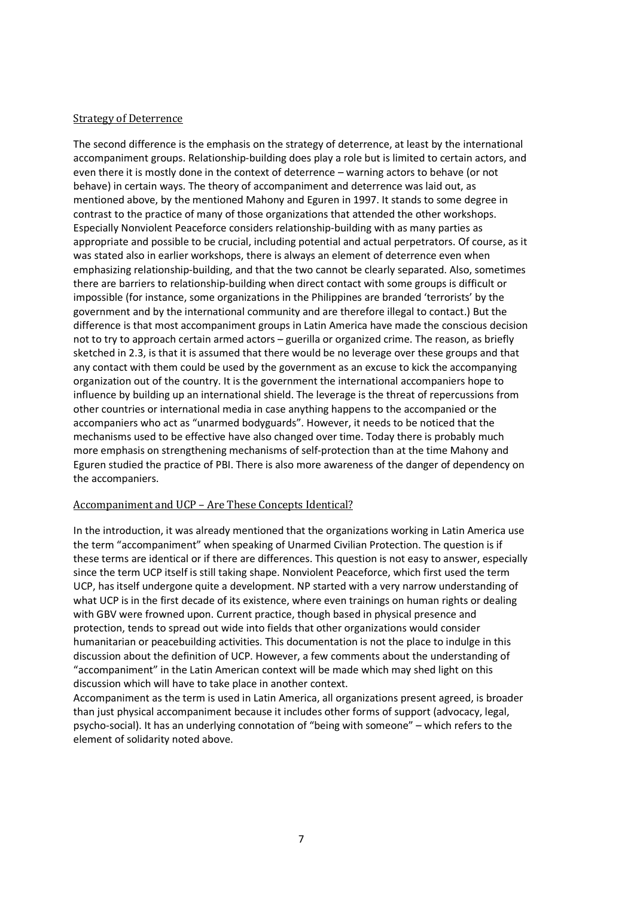### Strategy of Deterrence

The second difference is the emphasis on the strategy of deterrence, at least by the international accompaniment groups. Relationship-building does play a role but is limited to certain actors, and even there it is mostly done in the context of deterrence – warning actors to behave (or not behave) in certain ways. The theory of accompaniment and deterrence was laid out, as mentioned above, by the mentioned Mahony and Eguren in 1997. It stands to some degree in contrast to the practice of many of those organizations that attended the other workshops. Especially Nonviolent Peaceforce considers relationship-building with as many parties as appropriate and possible to be crucial, including potential and actual perpetrators. Of course, as it was stated also in earlier workshops, there is always an element of deterrence even when emphasizing relationship-building, and that the two cannot be clearly separated. Also, sometimes there are barriers to relationship-building when direct contact with some groups is difficult or impossible (for instance, some organizations in the Philippines are branded 'terrorists' by the government and by the international community and are therefore illegal to contact.) But the difference is that most accompaniment groups in Latin America have made the conscious decision not to try to approach certain armed actors – guerilla or organized crime. The reason, as briefly sketched in 2.3, is that it is assumed that there would be no leverage over these groups and that any contact with them could be used by the government as an excuse to kick the accompanying organization out of the country. It is the government the international accompaniers hope to influence by building up an international shield. The leverage is the threat of repercussions from other countries or international media in case anything happens to the accompanied or the accompaniers who act as "unarmed bodyguards". However, it needs to be noticed that the mechanisms used to be effective have also changed over time. Today there is probably much more emphasis on strengthening mechanisms of self-protection than at the time Mahony and Eguren studied the practice of PBI. There is also more awareness of the danger of dependency on the accompaniers.

### Accompaniment and UCP – Are These Concepts Identical?

In the introduction, it was already mentioned that the organizations working in Latin America use the term "accompaniment" when speaking of Unarmed Civilian Protection. The question is if these terms are identical or if there are differences. This question is not easy to answer, especially since the term UCP itself is still taking shape. Nonviolent Peaceforce, which first used the term UCP, has itself undergone quite a development. NP started with a very narrow understanding of what UCP is in the first decade of its existence, where even trainings on human rights or dealing with GBV were frowned upon. Current practice, though based in physical presence and protection, tends to spread out wide into fields that other organizations would consider humanitarian or peacebuilding activities. This documentation is not the place to indulge in this discussion about the definition of UCP. However, a few comments about the understanding of "accompaniment" in the Latin American context will be made which may shed light on this discussion which will have to take place in another context.

Accompaniment as the term is used in Latin America, all organizations present agreed, is broader than just physical accompaniment because it includes other forms of support (advocacy, legal, psycho-social). It has an underlying connotation of "being with someone" – which refers to the element of solidarity noted above.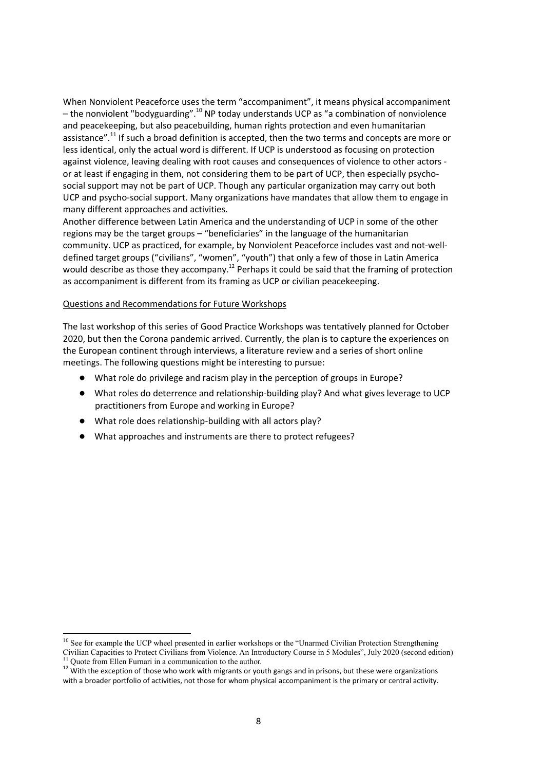When Nonviolent Peaceforce uses the term "accompaniment", it means physical accompaniment – the nonviolent "bodyguarding".[10] NP today understands UCP as "a combination of nonviolence and peacekeeping, but also peacebuilding, human rights protection and even humanitarian assistance".[11] If such a broad definition is accepted, then the two terms and concepts are more or less identical, only the actual word is different. If UCP is understood as focusing on protection against violence, leaving dealing with root causes and consequences of violence to other actors - or at least if engaging in them, not considering them to be part of UCP, then especially psycho-social support may not be part of UCP. Though any particular organization may carry out both UCP and psycho-social support. Many organizations have mandates that allow them to engage in many different approaches and activities.

Another difference between Latin America and the understanding of UCP in some of the other regions may be the target groups – "beneficiaries" in the language of the humanitarian community. UCP as practiced, for example, by Nonviolent Peaceforce includes vast and not-well-defined target groups ("civilians", "women", "youth") that only a few of those in Latin America would describe as those they accompany.[12] Perhaps it could be said that the framing of protection as accompaniment is different from its framing as UCP or civilian peacekeeping.

## Questions and Recommendations for Future Workshops

The last workshop of this series of Good Practice Workshops was tentatively planned for October 2020, but then the Corona pandemic arrived. Currently, the plan is to capture the experiences on the European continent through interviews, a literature review and a series of short online meetings. The following questions might be interesting to pursue:

- What role do privilege and racism play in the perception of groups in Europe?
- What roles do deterrence and relationship-building play? And what gives leverage to UCP practitioners from Europe and working in Europe?
- What role does relationship-building with all actors play?
- What approaches and instruments are there to protect refugees?

---

[10] See for example the UCP wheel presented in earlier workshops or the "Unarmed Civilian Protection Strengthening Civilian Capacities to Protect Civilians from Violence. An Introductory Course in 5 Modules", July 2020 (second edition)

[11] Quote from Ellen Furnari in a communication to the author.

[12] With the exception of those who work with migrants or youth gangs and in prisons, but these were organizations with a broader portfolio of activities, not those for whom physical accompaniment is the primary or central activity.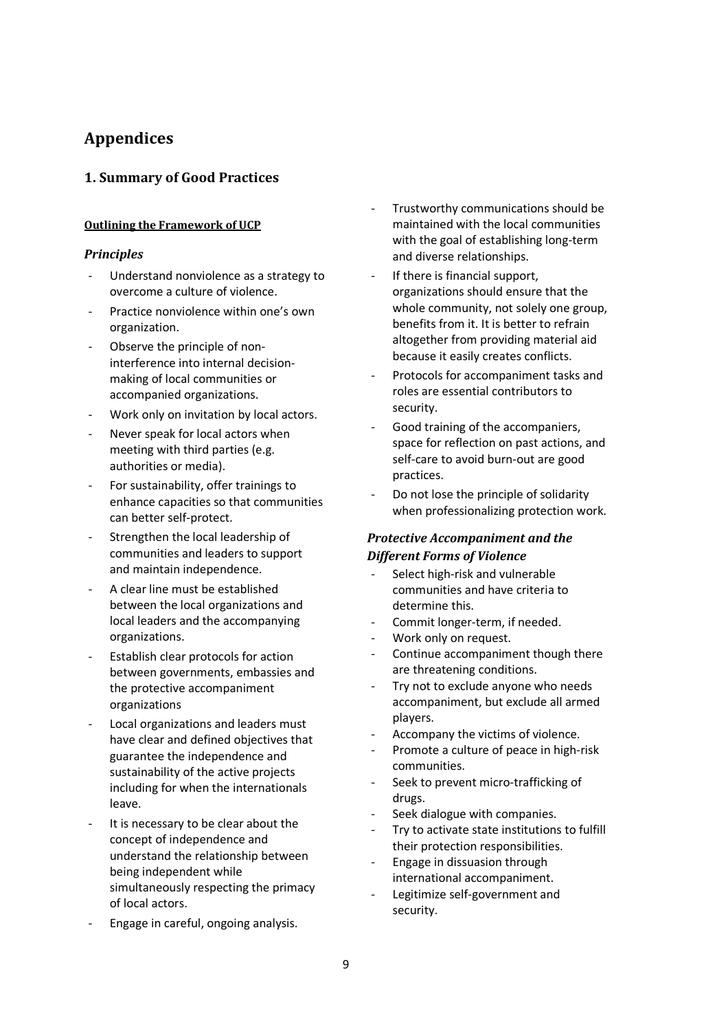# Appendices

## 1. Summary of Good Practices

**Outlining the Framework of UCP**

### *Principles*

- Understand nonviolence as a strategy to overcome a culture of violence.
- Practice nonviolence within one's own organization.
- Observe the principle of non-interference into internal decision-making of local communities or accompanied organizations.
- Work only on invitation by local actors.
- Never speak for local actors when meeting with third parties (e.g. authorities or media).
- For sustainability, offer trainings to enhance capacities so that communities can better self-protect.
- Strengthen the local leadership of communities and leaders to support and maintain independence.
- A clear line must be established between the local organizations and local leaders and the accompanying organizations.
- Establish clear protocols for action between governments, embassies and the protective accompaniment organizations
- Local organizations and leaders must have clear and defined objectives that guarantee the independence and sustainability of the active projects including for when the internationals leave.
- It is necessary to be clear about the concept of independence and understand the relationship between being independent while simultaneously respecting the primacy of local actors.
- Engage in careful, ongoing analysis.
- Trustworthy communications should be maintained with the local communities with the goal of establishing long-term and diverse relationships.
- If there is financial support, organizations should ensure that the whole community, not solely one group, benefits from it. It is better to refrain altogether from providing material aid because it easily creates conflicts.
- Protocols for accompaniment tasks and roles are essential contributors to security.
- Good training of the accompaniers, space for reflection on past actions, and self-care to avoid burn-out are good practices.
- Do not lose the principle of solidarity when professionalizing protection work.

### *Protective Accompaniment and the Different Forms of Violence*

- Select high-risk and vulnerable communities and have criteria to determine this.
- Commit longer-term, if needed.
- Work only on request.
- Continue accompaniment though there are threatening conditions.
- Try not to exclude anyone who needs accompaniment, but exclude all armed players.
- Accompany the victims of violence.
- Promote a culture of peace in high-risk communities.
- Seek to prevent micro-trafficking of drugs.
- Seek dialogue with companies.
- Try to activate state institutions to fulfill their protection responsibilities.
- Engage in dissuasion through international accompaniment.
- Legitimize self-government and security.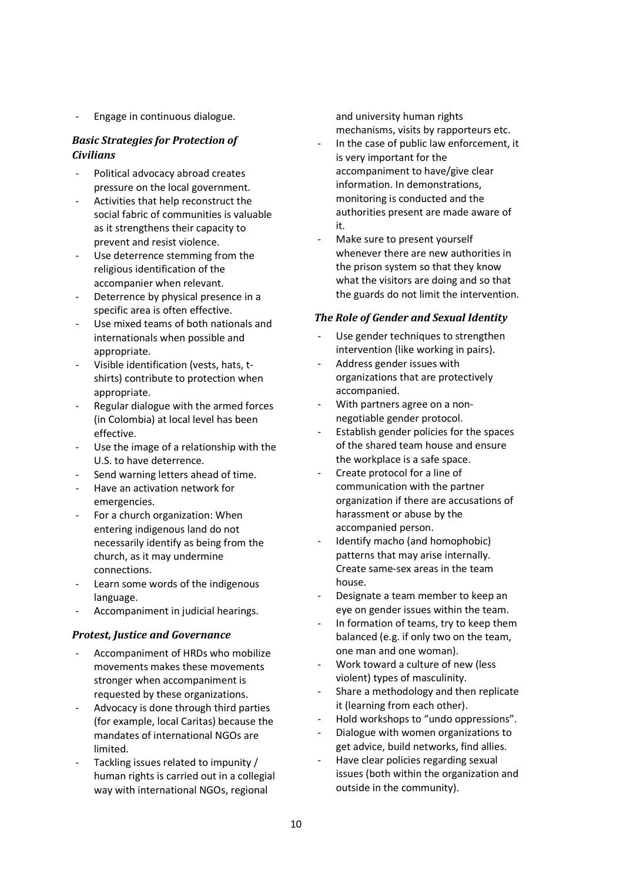- Engage in continuous dialogue.

### *Basic Strategies for Protection of Civilians*

- Political advocacy abroad creates pressure on the local government.
- Activities that help reconstruct the social fabric of communities is valuable as it strengthens their capacity to prevent and resist violence.
- Use deterrence stemming from the religious identification of the accompanier when relevant.
- Deterrence by physical presence in a specific area is often effective.
- Use mixed teams of both nationals and internationals when possible and appropriate.
- Visible identification (vests, hats, t-shirts) contribute to protection when appropriate.
- Regular dialogue with the armed forces (in Colombia) at local level has been effective.
- Use the image of a relationship with the U.S. to have deterrence.
- Send warning letters ahead of time.
- Have an activation network for emergencies.
- For a church organization: When entering indigenous land do not necessarily identify as being from the church, as it may undermine connections.
- Learn some words of the indigenous language.
- Accompaniment in judicial hearings.

### *Protest, Justice and Governance*

- Accompaniment of HRDs who mobilize movements makes these movements stronger when accompaniment is requested by these organizations.
- Advocacy is done through third parties (for example, local Caritas) because the mandates of international NGOs are limited.
- Tackling issues related to impunity / human rights is carried out in a collegial way with international NGOs, regional and university human rights mechanisms, visits by rapporteurs etc.
- In the case of public law enforcement, it is very important for the accompaniment to have/give clear information. In demonstrations, monitoring is conducted and the authorities present are made aware of it.
- Make sure to present yourself whenever there are new authorities in the prison system so that they know what the visitors are doing and so that the guards do not limit the intervention.

### *The Role of Gender and Sexual Identity*

- Use gender techniques to strengthen intervention (like working in pairs).
- Address gender issues with organizations that are protectively accompanied.
- With partners agree on a non-negotiable gender protocol.
- Establish gender policies for the spaces of the shared team house and ensure the workplace is a safe space.
- Create protocol for a line of communication with the partner organization if there are accusations of harassment or abuse by the accompanied person.
- Identify macho (and homophobic) patterns that may arise internally. Create same-sex areas in the team house.
- Designate a team member to keep an eye on gender issues within the team.
- In formation of teams, try to keep them balanced (e.g. if only two on the team, one man and one woman).
- Work toward a culture of new (less violent) types of masculinity.
- Share a methodology and then replicate it (learning from each other).
- Hold workshops to "undo oppressions".
- Dialogue with women organizations to get advice, build networks, find allies.
- Have clear policies regarding sexual issues (both within the organization and outside in the community).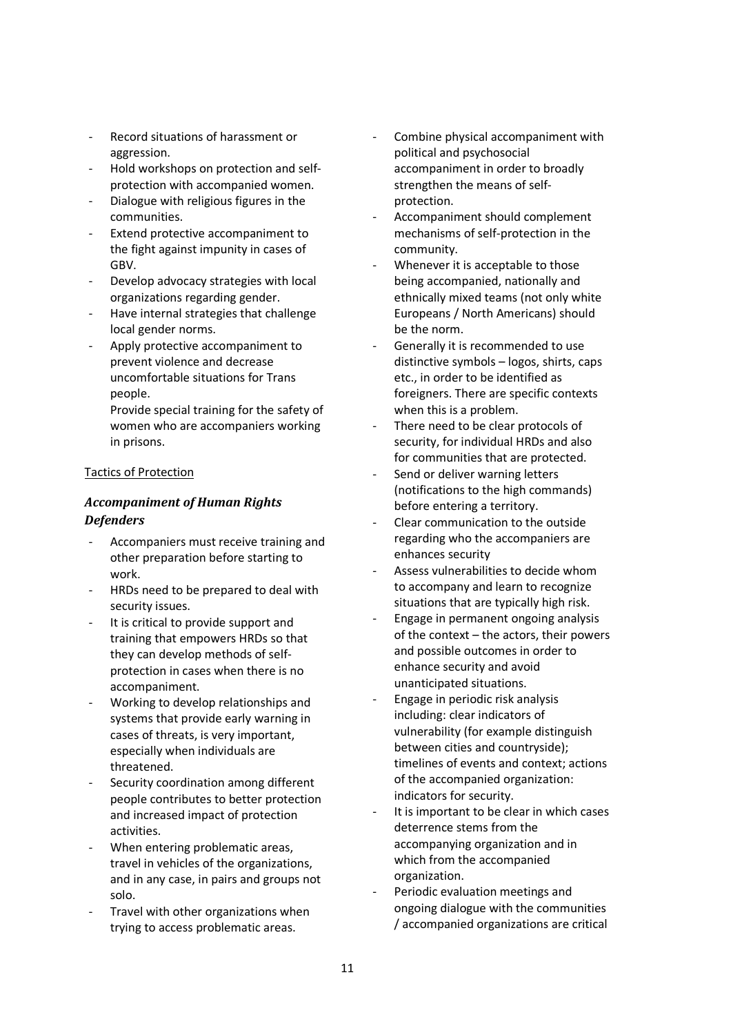- Record situations of harassment or aggression.
- Hold workshops on protection and self-protection with accompanied women.
- Dialogue with religious figures in the communities.
- Extend protective accompaniment to the fight against impunity in cases of GBV.
- Develop advocacy strategies with local organizations regarding gender.
- Have internal strategies that challenge local gender norms.
- Apply protective accompaniment to prevent violence and decrease uncomfortable situations for Trans people.

  Provide special training for the safety of women who are accompaniers working in prisons.

Tactics of Protection

### *Accompaniment of Human Rights Defenders*

- Accompaniers must receive training and other preparation before starting to work.
- HRDs need to be prepared to deal with security issues.
- It is critical to provide support and training that empowers HRDs so that they can develop methods of self-protection in cases when there is no accompaniment.
- Working to develop relationships and systems that provide early warning in cases of threats, is very important, especially when individuals are threatened.
- Security coordination among different people contributes to better protection and increased impact of protection activities.
- When entering problematic areas, travel in vehicles of the organizations, and in any case, in pairs and groups not solo.
- Travel with other organizations when trying to access problematic areas.
- Combine physical accompaniment with political and psychosocial accompaniment in order to broadly strengthen the means of self-protection.
- Accompaniment should complement mechanisms of self-protection in the community.
- Whenever it is acceptable to those being accompanied, nationally and ethnically mixed teams (not only white Europeans / North Americans) should be the norm.
- Generally it is recommended to use distinctive symbols – logos, shirts, caps etc., in order to be identified as foreigners. There are specific contexts when this is a problem.
- There need to be clear protocols of security, for individual HRDs and also for communities that are protected.
- Send or deliver warning letters (notifications to the high commands) before entering a territory.
- Clear communication to the outside regarding who the accompaniers are enhances security
- Assess vulnerabilities to decide whom to accompany and learn to recognize situations that are typically high risk.
- Engage in permanent ongoing analysis of the context – the actors, their powers and possible outcomes in order to enhance security and avoid unanticipated situations.
- Engage in periodic risk analysis including: clear indicators of vulnerability (for example distinguish between cities and countryside); timelines of events and context; actions of the accompanied organization: indicators for security.
- It is important to be clear in which cases deterrence stems from the accompanying organization and in which from the accompanied organization.
- Periodic evaluation meetings and ongoing dialogue with the communities / accompanied organizations are critical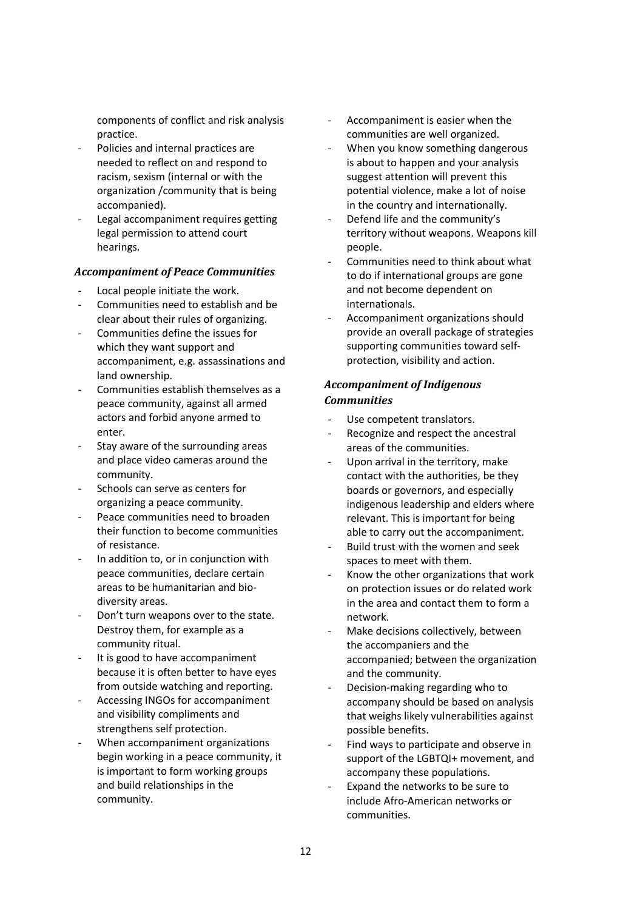components of conflict and risk analysis practice.

- Policies and internal practices are needed to reflect on and respond to racism, sexism (internal or with the organization /community that is being accompanied).
- Legal accompaniment requires getting legal permission to attend court hearings.

### *Accompaniment of Peace Communities*

- Local people initiate the work.
- Communities need to establish and be clear about their rules of organizing.
- Communities define the issues for which they want support and accompaniment, e.g. assassinations and land ownership.
- Communities establish themselves as a peace community, against all armed actors and forbid anyone armed to enter.
- Stay aware of the surrounding areas and place video cameras around the community.
- Schools can serve as centers for organizing a peace community.
- Peace communities need to broaden their function to become communities of resistance.
- In addition to, or in conjunction with peace communities, declare certain areas to be humanitarian and bio-diversity areas.
- Don't turn weapons over to the state. Destroy them, for example as a community ritual.
- It is good to have accompaniment because it is often better to have eyes from outside watching and reporting.
- Accessing INGOs for accompaniment and visibility compliments and strengthens self protection.
- When accompaniment organizations begin working in a peace community, it is important to form working groups and build relationships in the community.
- Accompaniment is easier when the communities are well organized.
- When you know something dangerous is about to happen and your analysis suggest attention will prevent this potential violence, make a lot of noise in the country and internationally.
- Defend life and the community's territory without weapons. Weapons kill people.
- Communities need to think about what to do if international groups are gone and not become dependent on internationals.
- Accompaniment organizations should provide an overall package of strategies supporting communities toward self-protection, visibility and action.

### *Accompaniment of Indigenous Communities*

- Use competent translators.
- Recognize and respect the ancestral areas of the communities.
- Upon arrival in the territory, make contact with the authorities, be they boards or governors, and especially indigenous leadership and elders where relevant. This is important for being able to carry out the accompaniment.
- Build trust with the women and seek spaces to meet with them.
- Know the other organizations that work on protection issues or do related work in the area and contact them to form a network.
- Make decisions collectively, between the accompaniers and the accompanied; between the organization and the community.
- Decision-making regarding who to accompany should be based on analysis that weighs likely vulnerabilities against possible benefits.
- Find ways to participate and observe in support of the LGBTQI+ movement, and accompany these populations.
- Expand the networks to be sure to include Afro-American networks or communities.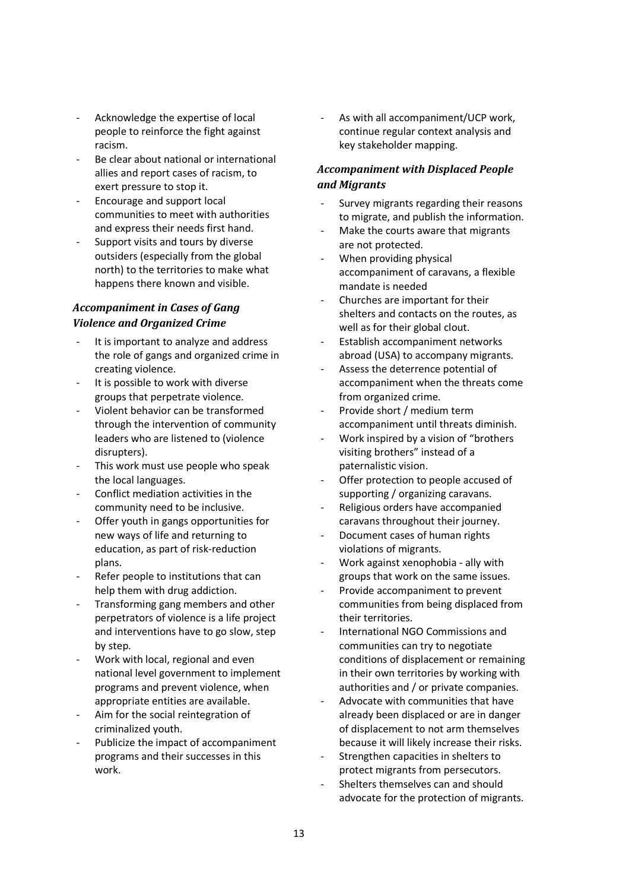- Acknowledge the expertise of local people to reinforce the fight against racism.
- Be clear about national or international allies and report cases of racism, to exert pressure to stop it.
- Encourage and support local communities to meet with authorities and express their needs first hand.
- Support visits and tours by diverse outsiders (especially from the global north) to the territories to make what happens there known and visible.

### *Accompaniment in Cases of Gang Violence and Organized Crime*

- It is important to analyze and address the role of gangs and organized crime in creating violence.
- It is possible to work with diverse groups that perpetrate violence.
- Violent behavior can be transformed through the intervention of community leaders who are listened to (violence disrupters).
- This work must use people who speak the local languages.
- Conflict mediation activities in the community need to be inclusive.
- Offer youth in gangs opportunities for new ways of life and returning to education, as part of risk-reduction plans.
- Refer people to institutions that can help them with drug addiction.
- Transforming gang members and other perpetrators of violence is a life project and interventions have to go slow, step by step.
- Work with local, regional and even national level government to implement programs and prevent violence, when appropriate entities are available.
- Aim for the social reintegration of criminalized youth.
- Publicize the impact of accompaniment programs and their successes in this work.
- As with all accompaniment/UCP work, continue regular context analysis and key stakeholder mapping.

### *Accompaniment with Displaced People and Migrants*

- Survey migrants regarding their reasons to migrate, and publish the information.
- Make the courts aware that migrants are not protected.
- When providing physical accompaniment of caravans, a flexible mandate is needed
- Churches are important for their shelters and contacts on the routes, as well as for their global clout.
- Establish accompaniment networks abroad (USA) to accompany migrants.
- Assess the deterrence potential of accompaniment when the threats come from organized crime.
- Provide short / medium term accompaniment until threats diminish.
- Work inspired by a vision of "brothers visiting brothers" instead of a paternalistic vision.
- Offer protection to people accused of supporting / organizing caravans.
- Religious orders have accompanied caravans throughout their journey.
- Document cases of human rights violations of migrants.
- Work against xenophobia - ally with groups that work on the same issues.
- Provide accompaniment to prevent communities from being displaced from their territories.
- International NGO Commissions and communities can try to negotiate conditions of displacement or remaining in their own territories by working with authorities and / or private companies.
- Advocate with communities that have already been displaced or are in danger of displacement to not arm themselves because it will likely increase their risks.
- Strengthen capacities in shelters to protect migrants from persecutors.
- Shelters themselves can and should advocate for the protection of migrants.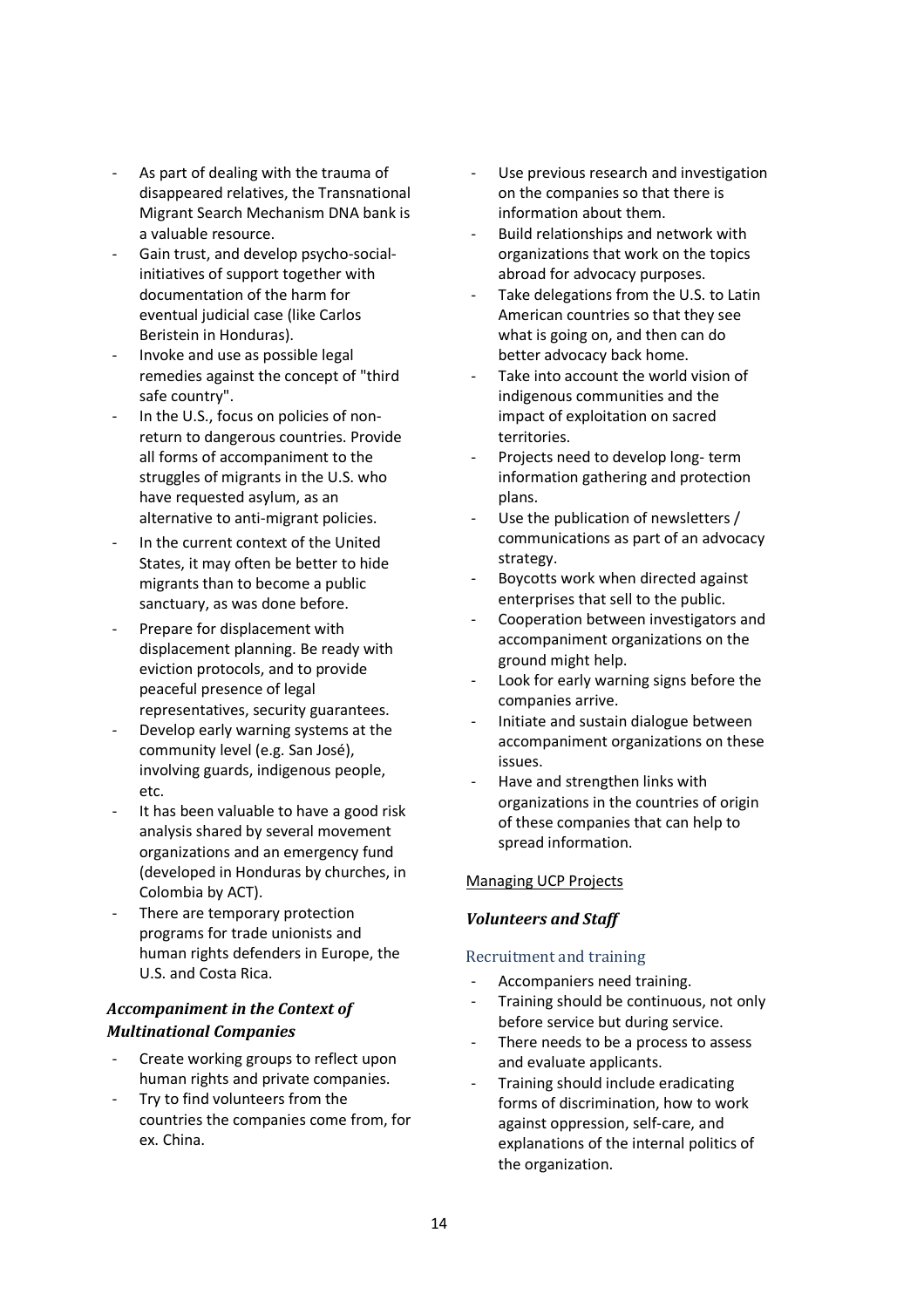- As part of dealing with the trauma of disappeared relatives, the Transnational Migrant Search Mechanism DNA bank is a valuable resource.
- Gain trust, and develop psycho-social-initiatives of support together with documentation of the harm for eventual judicial case (like Carlos Beristein in Honduras).
- Invoke and use as possible legal remedies against the concept of "third safe country".
- In the U.S., focus on policies of non-return to dangerous countries. Provide all forms of accompaniment to the struggles of migrants in the U.S. who have requested asylum, as an alternative to anti-migrant policies.
- In the current context of the United States, it may often be better to hide migrants than to become a public sanctuary, as was done before.
- Prepare for displacement with displacement planning. Be ready with eviction protocols, and to provide peaceful presence of legal representatives, security guarantees.
- Develop early warning systems at the community level (e.g. San José), involving guards, indigenous people, etc.
- It has been valuable to have a good risk analysis shared by several movement organizations and an emergency fund (developed in Honduras by churches, in Colombia by ACT).
- There are temporary protection programs for trade unionists and human rights defenders in Europe, the U.S. and Costa Rica.

### *Accompaniment in the Context of Multinational Companies*

- Create working groups to reflect upon human rights and private companies.
- Try to find volunteers from the countries the companies come from, for ex. China.
- Use previous research and investigation on the companies so that there is information about them.
- Build relationships and network with organizations that work on the topics abroad for advocacy purposes.
- Take delegations from the U.S. to Latin American countries so that they see what is going on, and then can do better advocacy back home.
- Take into account the world vision of indigenous communities and the impact of exploitation on sacred territories.
- Projects need to develop long- term information gathering and protection plans.
- Use the publication of newsletters / communications as part of an advocacy strategy.
- Boycotts work when directed against enterprises that sell to the public.
- Cooperation between investigators and accompaniment organizations on the ground might help.
- Look for early warning signs before the companies arrive.
- Initiate and sustain dialogue between accompaniment organizations on these issues.
- Have and strengthen links with organizations in the countries of origin of these companies that can help to spread information.

## Managing UCP Projects

### *Volunteers and Staff*

#### Recruitment and training

- Accompaniers need training.
- Training should be continuous, not only before service but during service.
- There needs to be a process to assess and evaluate applicants.
- Training should include eradicating forms of discrimination, how to work against oppression, self-care, and explanations of the internal politics of the organization.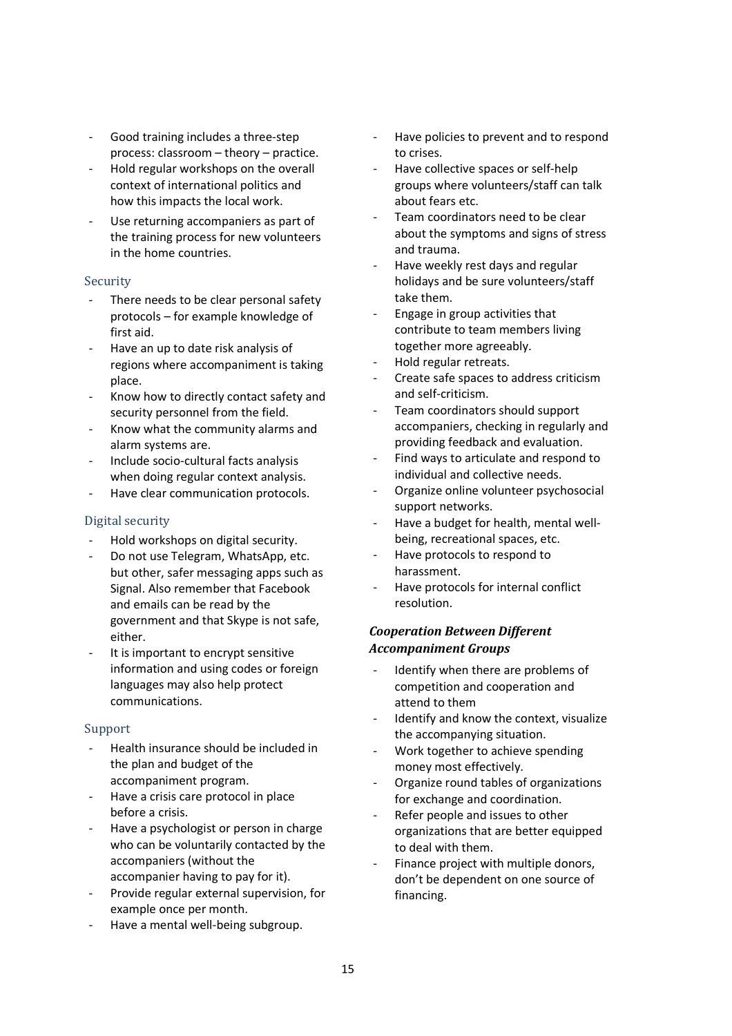- Good training includes a three-step process: classroom – theory – practice.
- Hold regular workshops on the overall context of international politics and how this impacts the local work.
- Use returning accompaniers as part of the training process for new volunteers in the home countries.

### Security

- There needs to be clear personal safety protocols – for example knowledge of first aid.
- Have an up to date risk analysis of regions where accompaniment is taking place.
- Know how to directly contact safety and security personnel from the field.
- Know what the community alarms and alarm systems are.
- Include socio-cultural facts analysis when doing regular context analysis.
- Have clear communication protocols.

### Digital security

- Hold workshops on digital security.
- Do not use Telegram, WhatsApp, etc. but other, safer messaging apps such as Signal. Also remember that Facebook and emails can be read by the government and that Skype is not safe, either.
- It is important to encrypt sensitive information and using codes or foreign languages may also help protect communications.

### Support

- Health insurance should be included in the plan and budget of the accompaniment program.
- Have a crisis care protocol in place before a crisis.
- Have a psychologist or person in charge who can be voluntarily contacted by the accompaniers (without the accompanier having to pay for it).
- Provide regular external supervision, for example once per month.
- Have a mental well-being subgroup.
- Have policies to prevent and to respond to crises.
- Have collective spaces or self-help groups where volunteers/staff can talk about fears etc.
- Team coordinators need to be clear about the symptoms and signs of stress and trauma.
- Have weekly rest days and regular holidays and be sure volunteers/staff take them.
- Engage in group activities that contribute to team members living together more agreeably.
- Hold regular retreats.
- Create safe spaces to address criticism and self-criticism.
- Team coordinators should support accompaniers, checking in regularly and providing feedback and evaluation.
- Find ways to articulate and respond to individual and collective needs.
- Organize online volunteer psychosocial support networks.
- Have a budget for health, mental well-being, recreational spaces, etc.
- Have protocols to respond to harassment.
- Have protocols for internal conflict resolution.

### ***Cooperation Between Different Accompaniment Groups***

- Identify when there are problems of competition and cooperation and attend to them
- Identify and know the context, visualize the accompanying situation.
- Work together to achieve spending money most effectively.
- Organize round tables of organizations for exchange and coordination.
- Refer people and issues to other organizations that are better equipped to deal with them.
- Finance project with multiple donors, don't be dependent on one source of financing.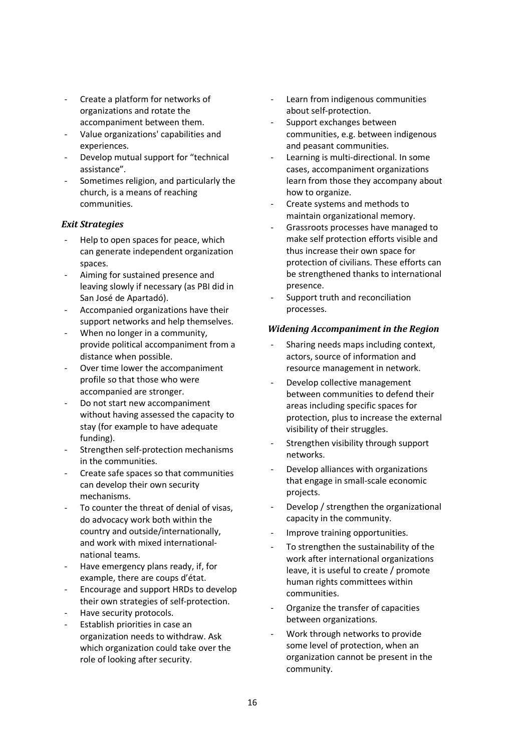- Create a platform for networks of organizations and rotate the accompaniment between them.
- Value organizations' capabilities and experiences.
- Develop mutual support for "technical assistance".
- Sometimes religion, and particularly the church, is a means of reaching communities.

### *Exit Strategies*

- Help to open spaces for peace, which can generate independent organization spaces.
- Aiming for sustained presence and leaving slowly if necessary (as PBI did in San José de Apartadó).
- Accompanied organizations have their support networks and help themselves.
- When no longer in a community, provide political accompaniment from a distance when possible.
- Over time lower the accompaniment profile so that those who were accompanied are stronger.
- Do not start new accompaniment without having assessed the capacity to stay (for example to have adequate funding).
- Strengthen self-protection mechanisms in the communities.
- Create safe spaces so that communities can develop their own security mechanisms.
- To counter the threat of denial of visas, do advocacy work both within the country and outside/internationally, and work with mixed international-national teams.
- Have emergency plans ready, if, for example, there are coups d'état.
- Encourage and support HRDs to develop their own strategies of self-protection.
- Have security protocols.
- Establish priorities in case an organization needs to withdraw. Ask which organization could take over the role of looking after security.
- Learn from indigenous communities about self-protection.
- Support exchanges between communities, e.g. between indigenous and peasant communities.
- Learning is multi-directional. In some cases, accompaniment organizations learn from those they accompany about how to organize.
- Create systems and methods to maintain organizational memory.
- Grassroots processes have managed to make self protection efforts visible and thus increase their own space for protection of civilians. These efforts can be strengthened thanks to international presence.
- Support truth and reconciliation processes.

### *Widening Accompaniment in the Region*

- Sharing needs maps including context, actors, source of information and resource management in network.
- Develop collective management between communities to defend their areas including specific spaces for protection, plus to increase the external visibility of their struggles.
- Strengthen visibility through support networks.
- Develop alliances with organizations that engage in small-scale economic projects.
- Develop / strengthen the organizational capacity in the community.
- Improve training opportunities.
- To strengthen the sustainability of the work after international organizations leave, it is useful to create / promote human rights committees within communities.
- Organize the transfer of capacities between organizations.
- Work through networks to provide some level of protection, when an organization cannot be present in the community.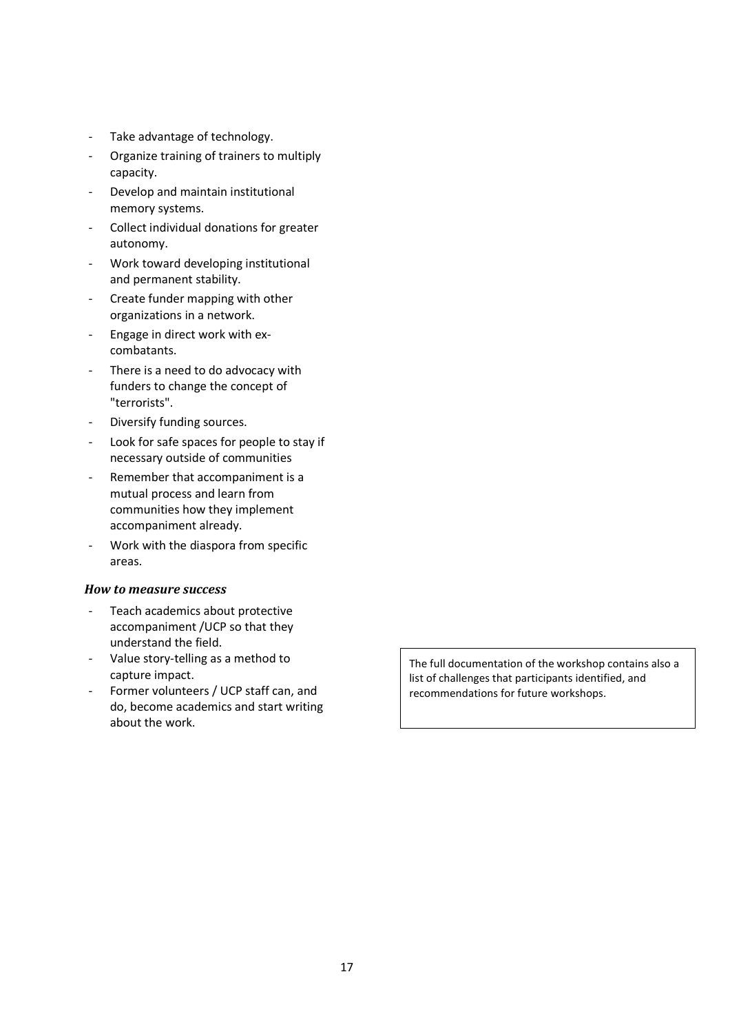- Take advantage of technology.
- Organize training of trainers to multiply capacity.
- Develop and maintain institutional memory systems.
- Collect individual donations for greater autonomy.
- Work toward developing institutional and permanent stability.
- Create funder mapping with other organizations in a network.
- Engage in direct work with ex-combatants.
- There is a need to do advocacy with funders to change the concept of "terrorists".
- Diversify funding sources.
- Look for safe spaces for people to stay if necessary outside of communities
- Remember that accompaniment is a mutual process and learn from communities how they implement accompaniment already.
- Work with the diaspora from specific areas.

#### *How to measure success*

- Teach academics about protective accompaniment /UCP so that they understand the field.
- Value story-telling as a method to capture impact.
- Former volunteers / UCP staff can, and do, become academics and start writing about the work.

The full documentation of the workshop contains also a list of challenges that participants identified, and recommendations for future workshops.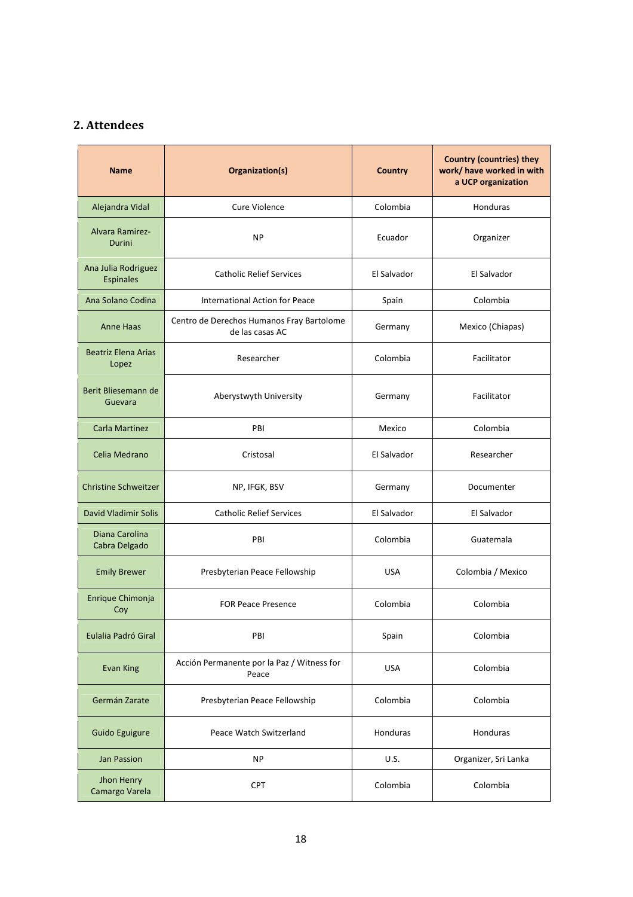## 2. Attendees

| Name | Organization(s) | Country | Country (countries) they work/ have worked in with a UCP organization |
|---|---|---|---|
| Alejandra Vidal | Cure Violence | Colombia | Honduras |
| Alvara Ramirez-Durini | NP | Ecuador | Organizer |
| Ana Julia Rodriguez Espinales | Catholic Relief Services | El Salvador | El Salvador |
| Ana Solano Codina | International Action for Peace | Spain | Colombia |
| Anne Haas | Centro de Derechos Humanos Fray Bartolome de las casas AC | Germany | Mexico (Chiapas) |
| Beatriz Elena Arias Lopez | Researcher | Colombia | Facilitator |
| Berit Bliesemann de Guevara | Aberystwyth University | Germany | Facilitator |
| Carla Martinez | PBI | Mexico | Colombia |
| Celia Medrano | Cristosal | El Salvador | Researcher |
| Christine Schweitzer | NP, IFGK, BSV | Germany | Documenter |
| David Vladimir Solis | Catholic Relief Services | El Salvador | El Salvador |
| Diana Carolina Cabra Delgado | PBI | Colombia | Guatemala |
| Emily Brewer | Presbyterian Peace Fellowship | USA | Colombia / Mexico |
| Enrique Chimonja Coy | FOR Peace Presence | Colombia | Colombia |
| Eulalia Padró Giral | PBI | Spain | Colombia |
| Evan King | Acción Permanente por la Paz / Witness for Peace | USA | Colombia |
| Germán Zarate | Presbyterian Peace Fellowship | Colombia | Colombia |
| Guido Eguigure | Peace Watch Switzerland | Honduras | Honduras |
| Jan Passion | NP | U.S. | Organizer, Sri Lanka |
| Jhon Henry Camargo Varela | CPT | Colombia | Colombia |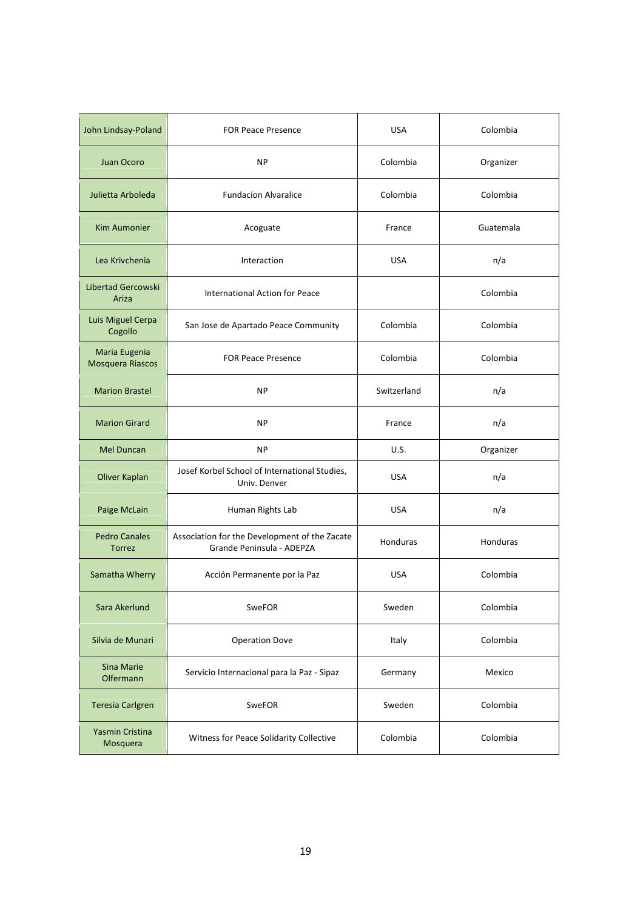| | | | |
|---|---|---|---|
| John Lindsay-Poland | FOR Peace Presence | USA | Colombia |
| Juan Ocoro | NP | Colombia | Organizer |
| Julietta Arboleda | Fundacíon Alvaralice | Colombia | Colombia |
| Kim Aumonier | Acoguate | France | Guatemala |
| Lea Krivchenia | Interaction | USA | n/a |
| Libertad Gercowski Ariza | International Action for Peace | | Colombia |
| Luis Miguel Cerpa Cogollo | San Jose de Apartado Peace Community | Colombia | Colombia |
| Maria Eugenia Mosquera Riascos | FOR Peace Presence | Colombia | Colombia |
| Marion Brastel | NP | Switzerland | n/a |
| Marion Girard | NP | France | n/a |
| Mel Duncan | NP | U.S. | Organizer |
| Oliver Kaplan | Josef Korbel School of International Studies, Univ. Denver | USA | n/a |
| Paige McLain | Human Rights Lab | USA | n/a |
| Pedro Canales Torrez | Association for the Development of the Zacate Grande Peninsula - ADEPZA | Honduras | Honduras |
| Samatha Wherry | Acción Permanente por la Paz | USA | Colombia |
| Sara Akerlund | SweFOR | Sweden | Colombia |
| Silvia de Munari | Operation Dove | Italy | Colombia |
| Sina Marie Olfermann | Servicio Internacional para la Paz - Sipaz | Germany | Mexico |
| Teresia Carlgren | SweFOR | Sweden | Colombia |
| Yasmin Cristina Mosquera | Witness for Peace Solidarity Collective | Colombia | Colombia |